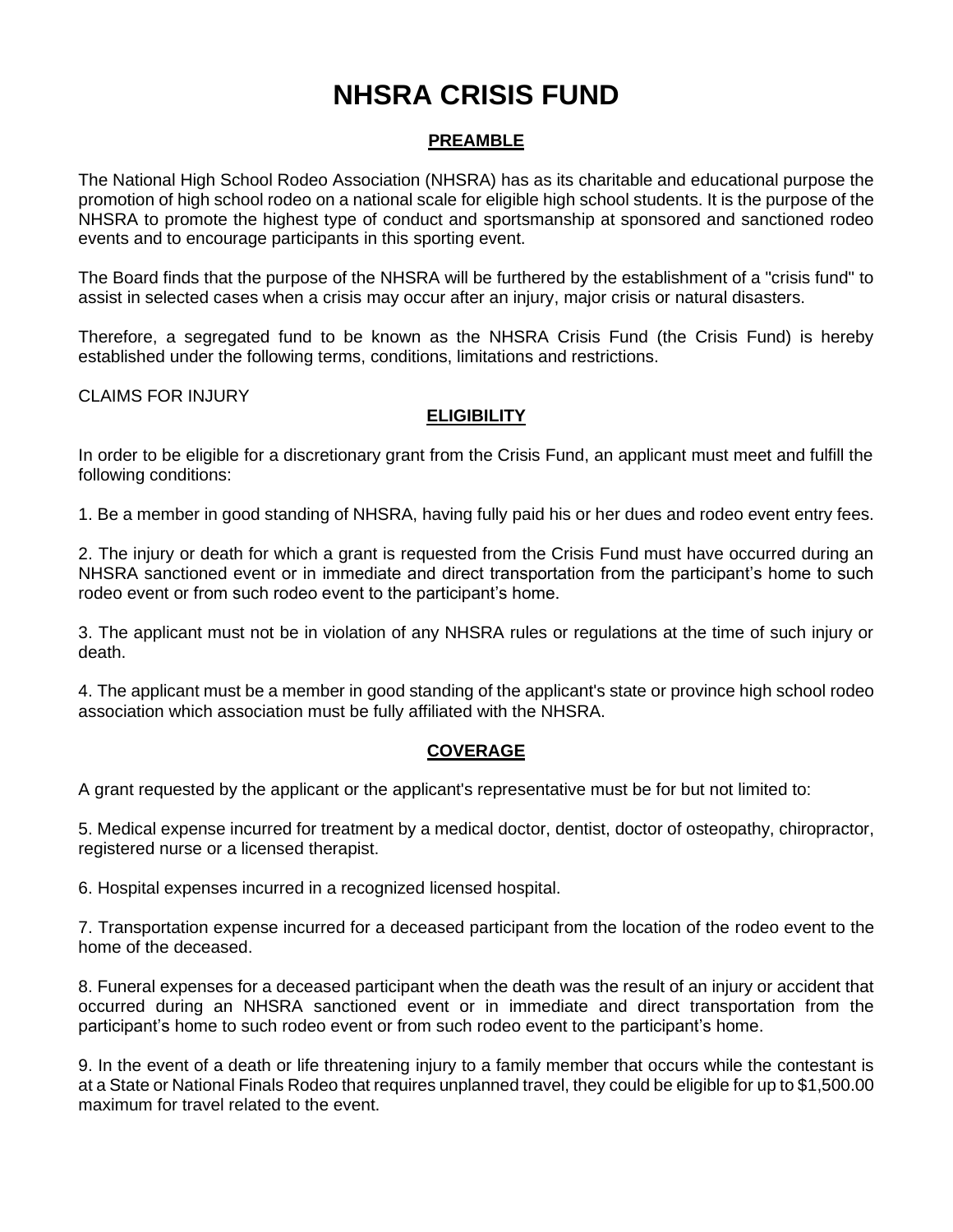# NHSRA CRISIS FUND

## PREAMBLE

The National High School Rodeo Association (NHSRA) has as its charitable and educational purpose the promotion of high school rodeo on a national scale for eligible high school students. It is the purpose of the NHSRA to promote the highest type of conduct and sportsmanship at sponsored and sanctioned rodeo events and to encourage participants in this sporting event.

The Board finds that the purpose of the NHSRA will be furthered by the establishment of a "crisis fund" to assist in selected cases when a crisis may occur after an injury, major crisis or natural disasters.

Therefore, a segregated fund to be known as the NHSRA Crisis Fund (the Crisis Fund) is hereby established under the following terms, conditions, limitations and restrictions.

CLAIMS FOR INJURY

## ELIGIBILITY

In order to be eligible for a discretionary grant from the Crisis Fund, an applicant must meet and fulfill the following conditions:

1. Be a member in good standing of NHSRA, having fully paid his or her dues and rodeo event entry fees.

2. The injury or death for which a grant is requested from the Crisis Fund must have occurred during an NHSRA sanctioned event or in immediate and direct transportation from the participant's home to such rodeo event or from such rodeo event to the participant's home.

3. The applicant must not be in violation of any NHSRA rules or regulations at the time of such injury or death.

4. The applicant must be a member in good standing of the applicant's state or province high school rodeo association which association must be fully affiliated with the NHSRA.

## COVERAGE

A grant requested by the applicant or the applicant's representative must be for but not limited to:

5. Medical expense incurred for treatment by a medical doctor, dentist, doctor of osteopathy, chiropractor, registered nurse or a licensed therapist.

6. Hospital expenses incurred in a recognized licensed hospital.

7. Transportation expense incurred for a deceased participant from the location of the rodeo event to the home of the deceased.

8. Funeral expenses for a deceased participant when the death was the result of an injury or accident that occurred during an NHSRA sanctioned event or in immediate and direct transportation from the participant's home to such rodeo event or from such rodeo event to the participant's home.

9. In the event of a death or life threatening injury to a family member that occurs while the contestant is at a State or National Finals Rodeo that requires unplanned travel, they could be eligible for up to $1,500.00 maximum for travel related to the event.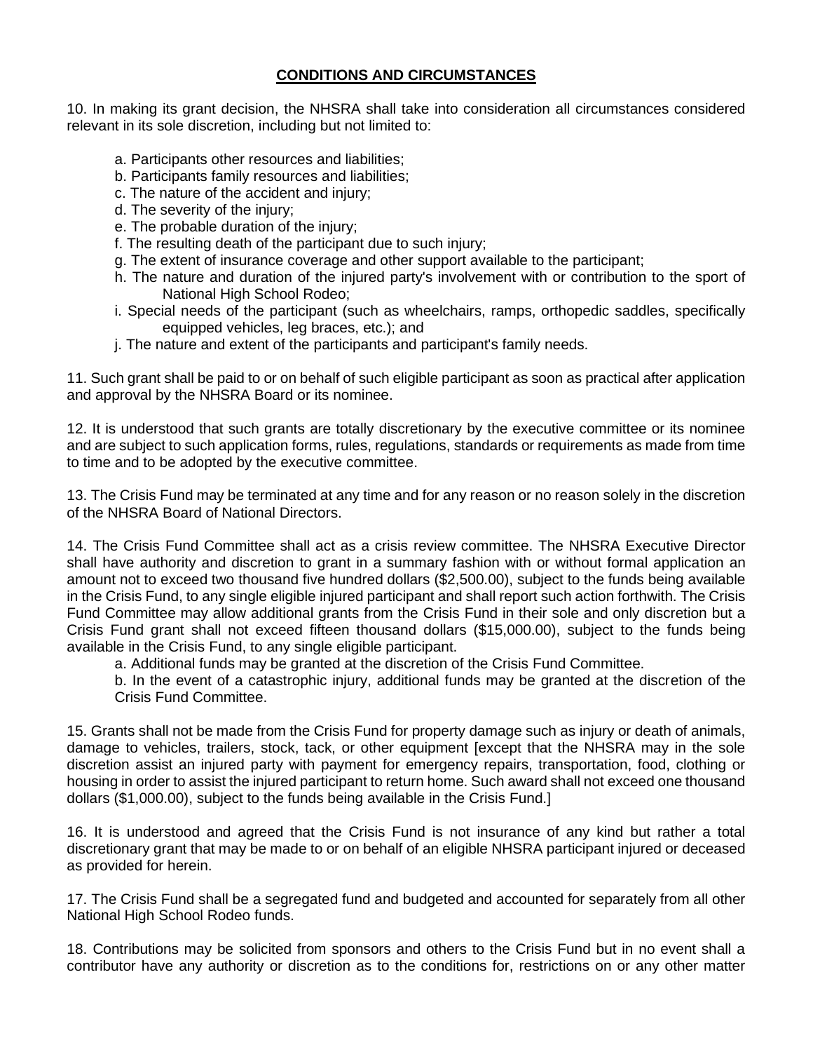## CONDITIONS AND CIRCUMSTANCES

10. In making its grant decision, the NHSRA shall take into consideration all circumstances considered relevant in its sole discretion, including but not limited to:

- a. Participants other resources and liabilities;
- b. Participants family resources and liabilities;
- c. The nature of the accident and injury;
- d. The severity of the injury;
- e. The probable duration of the injury;
- f. The resulting death of the participant due to such injury;
- g. The extent of insurance coverage and other support available to the participant;
- h. The nature and duration of the injured party's involvement with or contribution to the sport of National High School Rodeo;
- i. Special needs of the participant (such as wheelchairs, ramps, orthopedic saddles, specifically equipped vehicles, leg braces, etc.); and
- j. The nature and extent of the participants and participant's family needs.

11. Such grant shall be paid to or on behalf of such eligible participant as soon as practical after application and approval by the NHSRA Board or its nominee.

12. It is understood that such grants are totally discretionary by the executive committee or its nominee and are subject to such application forms, rules, regulations, standards or requirements as made from time to time and to be adopted by the executive committee.

13. The Crisis Fund may be terminated at any time and for any reason or no reason solely in the discretion of the NHSRA Board of National Directors.

14. The Crisis Fund Committee shall act as a crisis review committee. The NHSRA Executive Director shall have authority and discretion to grant in a summary fashion with or without formal application an amount not to exceed two thousand five hundred dollars ($2,500.00), subject to the funds being available in the Crisis Fund, to any single eligible injured participant and shall report such action forthwith. The Crisis Fund Committee may allow additional grants from the Crisis Fund in their sole and only discretion but a Crisis Fund grant shall not exceed fifteen thousand dollars ($15,000.00), subject to the funds being available in the Crisis Fund, to any single eligible participant.

- a. Additional funds may be granted at the discretion of the Crisis Fund Committee.
- b. In the event of a catastrophic injury, additional funds may be granted at the discretion of the Crisis Fund Committee.

15. Grants shall not be made from the Crisis Fund for property damage such as injury or death of animals, damage to vehicles, trailers, stock, tack, or other equipment [except that the NHSRA may in the sole discretion assist an injured party with payment for emergency repairs, transportation, food, clothing or housing in order to assist the injured participant to return home. Such award shall not exceed one thousand dollars ($1,000.00), subject to the funds being available in the Crisis Fund.]

16. It is understood and agreed that the Crisis Fund is not insurance of any kind but rather a total discretionary grant that may be made to or on behalf of an eligible NHSRA participant injured or deceased as provided for herein.

17. The Crisis Fund shall be a segregated fund and budgeted and accounted for separately from all other National High School Rodeo funds.

18. Contributions may be solicited from sponsors and others to the Crisis Fund but in no event shall a contributor have any authority or discretion as to the conditions for, restrictions on or any other matter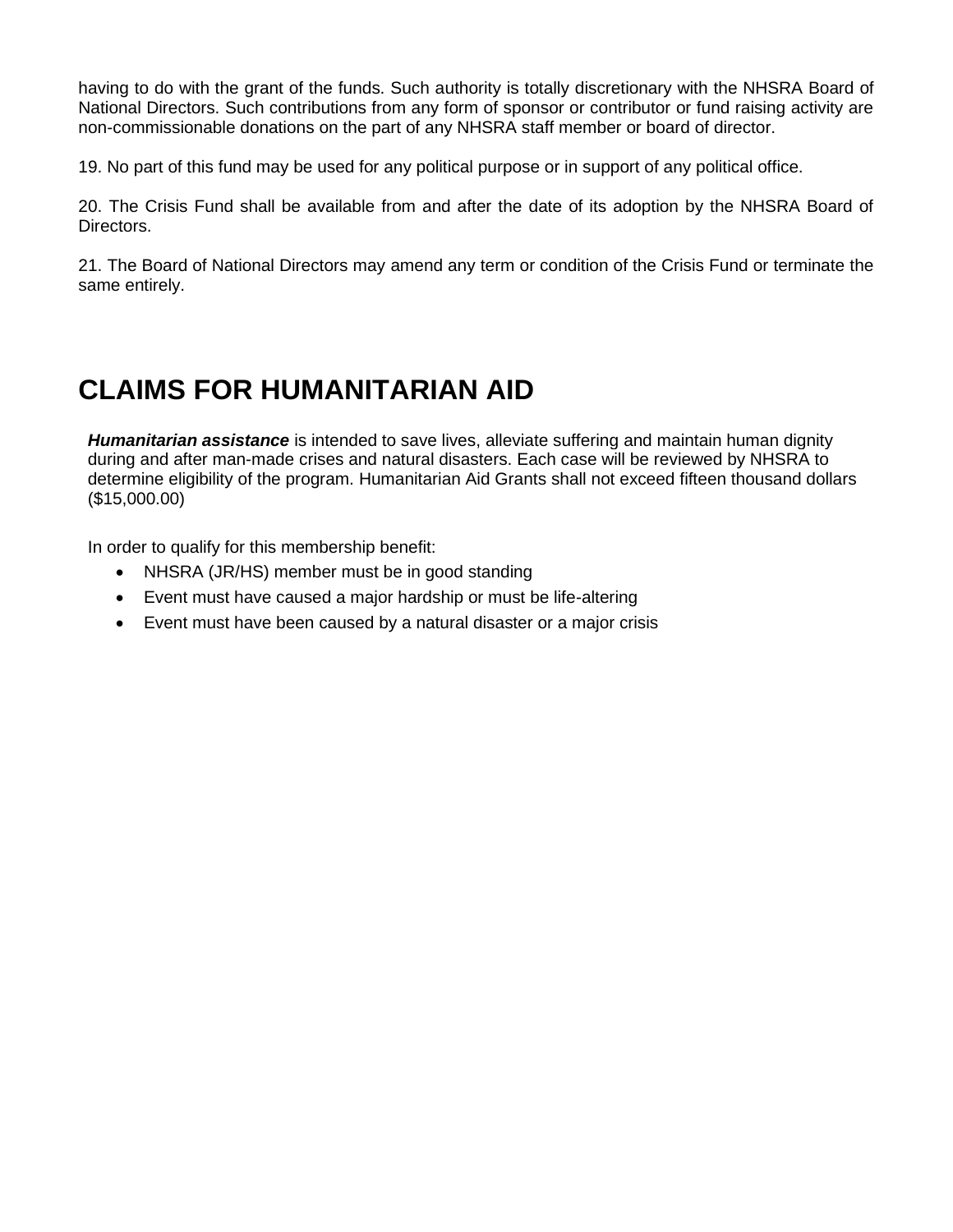having to do with the grant of the funds. Such authority is totally discretionary with the NHSRA Board of National Directors. Such contributions from any form of sponsor or contributor or fund raising activity are non-commissionable donations on the part of any NHSRA staff member or board of director.

19. No part of this fund may be used for any political purpose or in support of any political office.

20. The Crisis Fund shall be available from and after the date of its adoption by the NHSRA Board of Directors.

21. The Board of National Directors may amend any term or condition of the Crisis Fund or terminate the same entirely.

# CLAIMS FOR HUMANITARIAN AID

***Humanitarian assistance*** is intended to save lives, alleviate suffering and maintain human dignity during and after man-made crises and natural disasters. Each case will be reviewed by NHSRA to determine eligibility of the program. Humanitarian Aid Grants shall not exceed fifteen thousand dollars ($15,000.00)

In order to qualify for this membership benefit:

- NHSRA (JR/HS) member must be in good standing
- Event must have caused a major hardship or must be life-altering
- Event must have been caused by a natural disaster or a major crisis